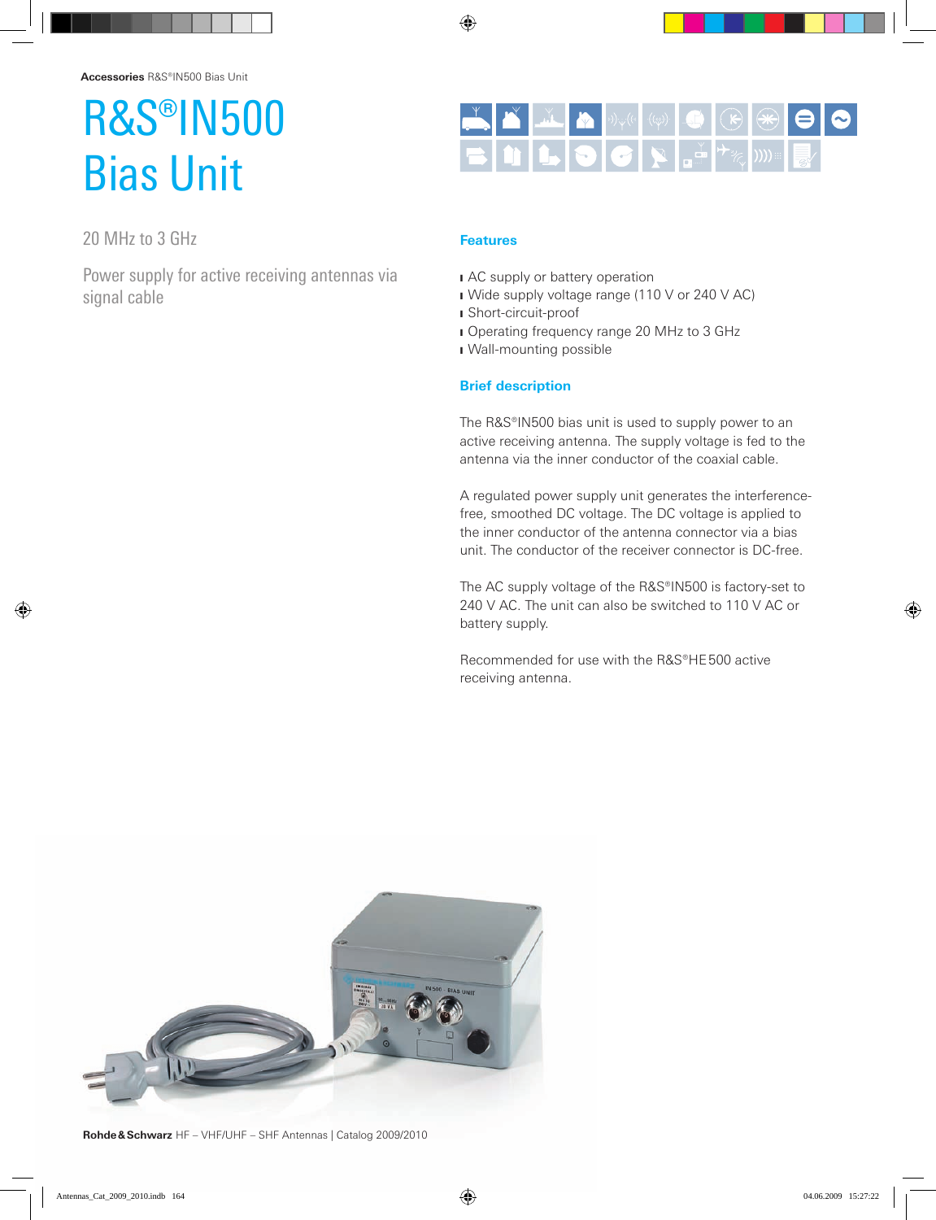# R&S®IN500 Bias Unit

20 MHz to 3 GHz

Power supply for active receiving antennas via signal cable

## Features

- AC supply or battery operation
- Wide supply voltage range (110 V or 240 V AC)
- Short-circuit-proof
- Operating frequency range 20 MHz to 3 GHz
- Wall-mounting possible

## Brief description

The R&S®IN500 bias unit is used to supply power to an active receiving antenna. The supply voltage is fed to the antenna via the inner conductor of the coaxial cable.

A regulated power supply unit generates the interference-free, smoothed DC voltage. The DC voltage is applied to the inner conductor of the antenna connector via a bias unit. The conductor of the receiver connector is DC-free.

The AC supply voltage of the R&S®IN500 is factory-set to 240 V AC. The unit can also be switched to 110 V AC or battery supply.

Recommended for use with the R&S®HE500 active receiving antenna.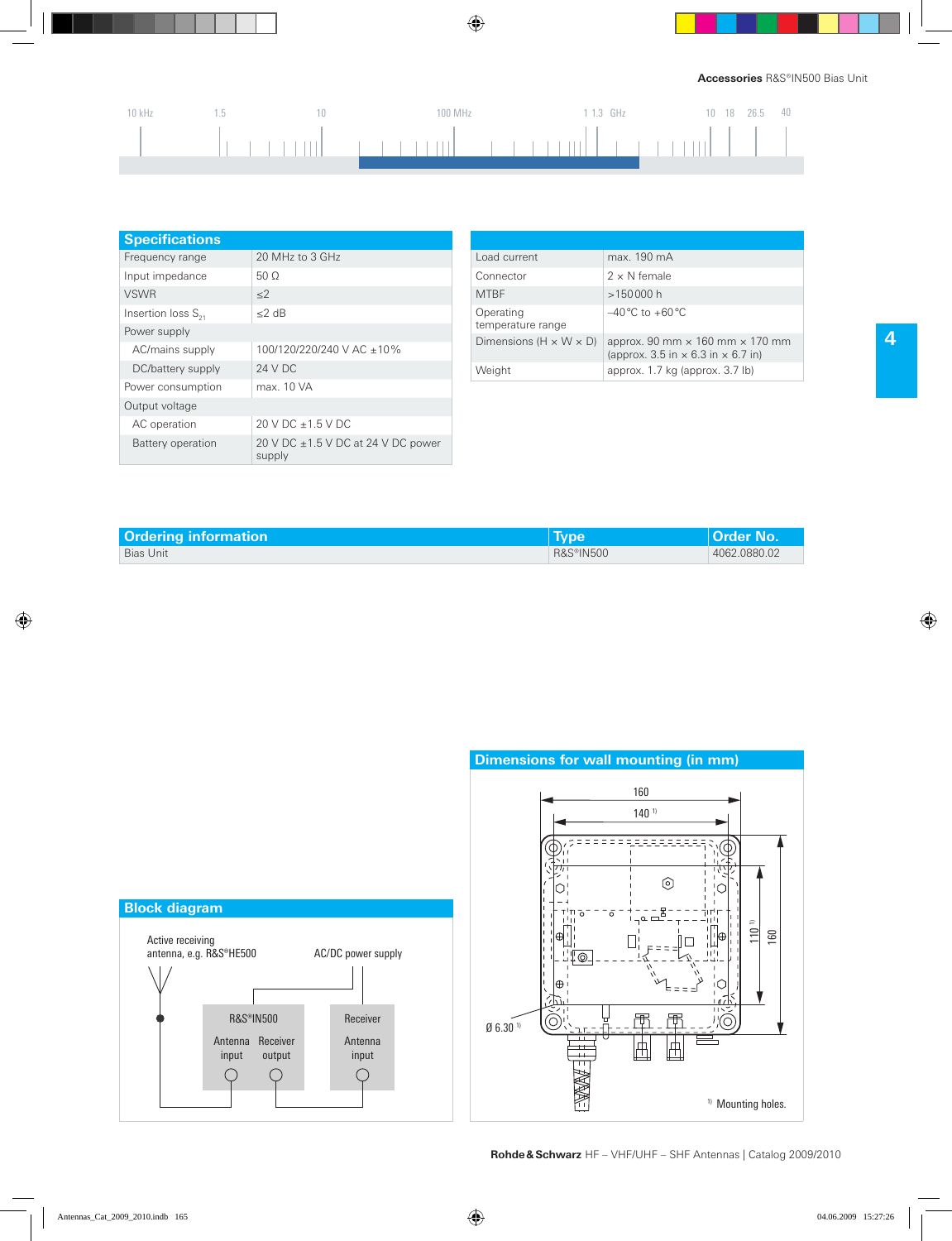**Accessories** R&S®IN500 Bias Unit

10 kHz 1.5 10 100 MHz 1 1.3 GHz 10 18 26.5 40

## Specifications

| | |
|---|---|
| Frequency range | 20 MHz to 3 GHz |
| Input impedance | 50 Ω |
| VSWR | ≤2 |
| Insertion loss $S_{21}$ | ≤2 dB |
| Power supply | |
| AC/mains supply | 100/120/220/240 V AC ±10% |
| DC/battery supply | 24 V DC |
| Power consumption | max. 10 VA |
| Output voltage | |
| AC operation | 20 V DC ±1.5 V DC |
| Battery operation | 20 V DC ±1.5 V DC at 24 V DC power supply |
| Load current | max. 190 mA |
| Connector | 2 × N female |
| MTBF | >150000 h |
| Operating temperature range | –40°C to +60°C |
| Dimensions (H × W × D) | approx. 90 mm × 160 mm × 170 mm (approx. 3.5 in × 6.3 in × 6.7 in) |
| Weight | approx. 1.7 kg (approx. 3.7 lb) |

## Ordering information

| Ordering information | Type | Order No. |
|---|---|---|
| Bias Unit | R&S®IN500 | 4062.0880.02 |

## Block diagram

Active receiving antenna, e.g. R&S®HE500

AC/DC power supply

R&S®IN500

Antenna input

Receiver output

Receiver

Antenna input

## Dimensions for wall mounting (in mm)

160

140 [1]

110 [1]

160

Ø 6.30 [1]

[1] Mounting holes.

**Rohde & Schwarz** HF – VHF/UHF – SHF Antennas | Catalog 2009/2010